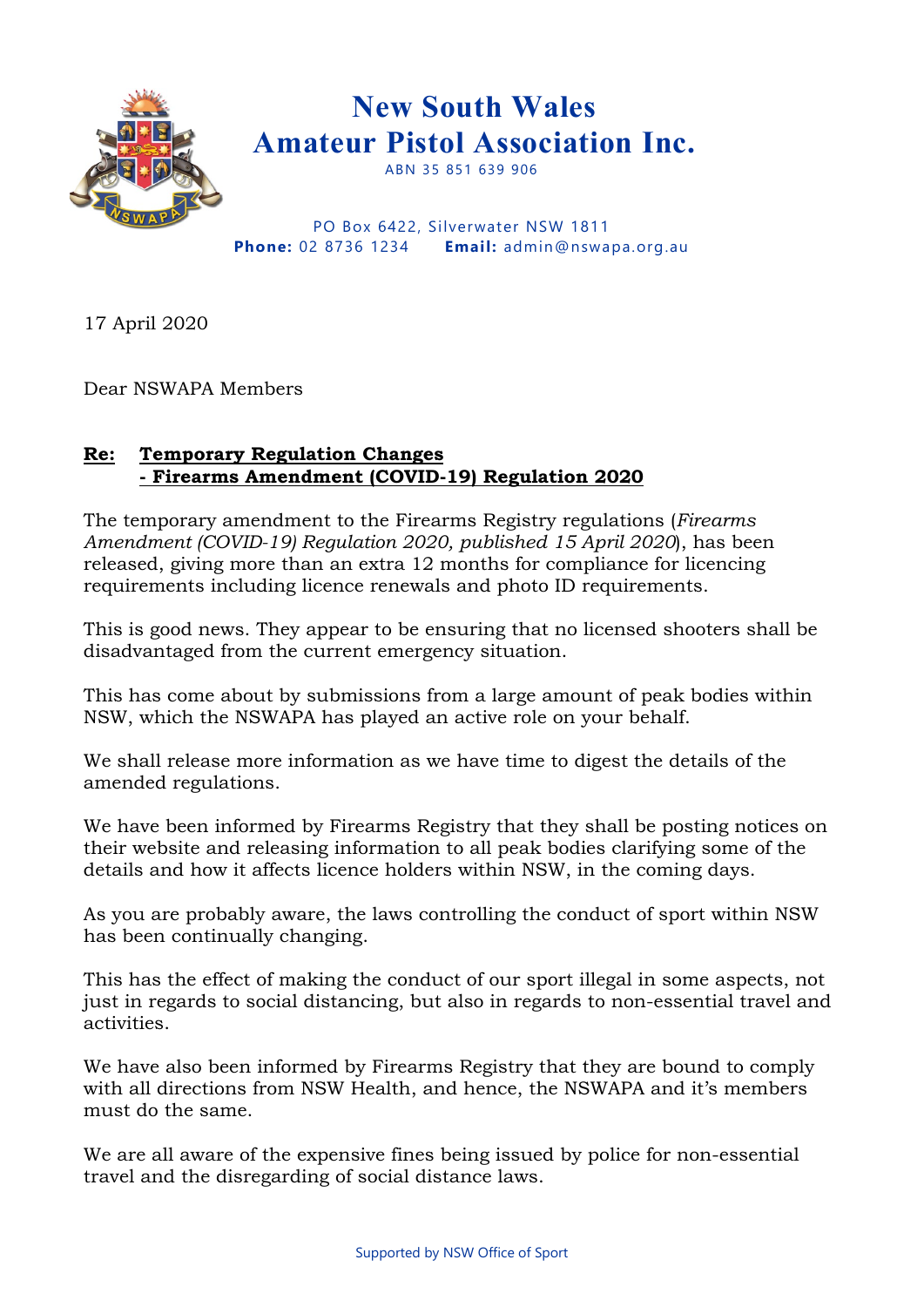# New South Wales Amateur Pistol Association Inc.

ABN 35 851 639 906

PO Box 6422, Silverwater NSW 1811
**Phone:** 02 8736 1234 **Email:** admin@nswapa.org.au

17 April 2020

Dear NSWAPA Members

**Re: Temporary Regulation Changes - Firearms Amendment (COVID-19) Regulation 2020**

The temporary amendment to the Firearms Registry regulations (*Firearms Amendment (COVID-19) Regulation 2020, published 15 April 2020*), has been released, giving more than an extra 12 months for compliance for licencing requirements including licence renewals and photo ID requirements.

This is good news. They appear to be ensuring that no licensed shooters shall be disadvantaged from the current emergency situation.

This has come about by submissions from a large amount of peak bodies within NSW, which the NSWAPA has played an active role on your behalf.

We shall release more information as we have time to digest the details of the amended regulations.

We have been informed by Firearms Registry that they shall be posting notices on their website and releasing information to all peak bodies clarifying some of the details and how it affects licence holders within NSW, in the coming days.

As you are probably aware, the laws controlling the conduct of sport within NSW has been continually changing.

This has the effect of making the conduct of our sport illegal in some aspects, not just in regards to social distancing, but also in regards to non-essential travel and activities.

We have also been informed by Firearms Registry that they are bound to comply with all directions from NSW Health, and hence, the NSWAPA and it's members must do the same.

We are all aware of the expensive fines being issued by police for non-essential travel and the disregarding of social distance laws.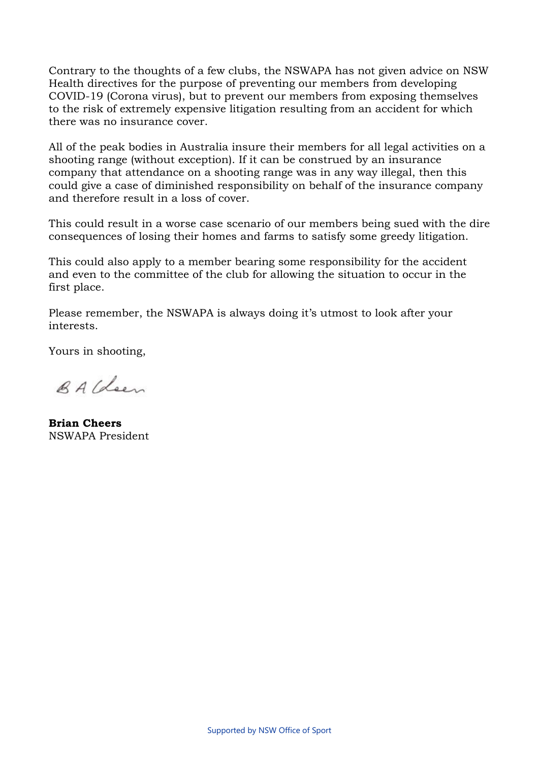Contrary to the thoughts of a few clubs, the NSWAPA has not given advice on NSW Health directives for the purpose of preventing our members from developing COVID-19 (Corona virus), but to prevent our members from exposing themselves to the risk of extremely expensive litigation resulting from an accident for which there was no insurance cover.

All of the peak bodies in Australia insure their members for all legal activities on a shooting range (without exception). If it can be construed by an insurance company that attendance on a shooting range was in any way illegal, then this could give a case of diminished responsibility on behalf of the insurance company and therefore result in a loss of cover.

This could result in a worse case scenario of our members being sued with the dire consequences of losing their homes and farms to satisfy some greedy litigation.

This could also apply to a member bearing some responsibility for the accident and even to the committee of the club for allowing the situation to occur in the first place.

Please remember, the NSWAPA is always doing it's utmost to look after your interests.

Yours in shooting,

B A Cheers

**Brian Cheers**
NSWAPA President

Supported by NSW Office of Sport